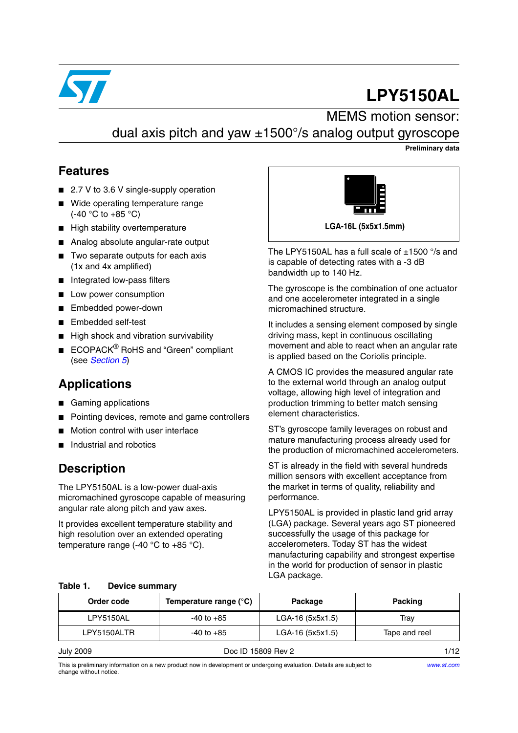# LPY5150AL

## MEMS motion sensor: dual axis pitch and yaw ±1500°/s analog output gyroscope

**Preliminary data**

## Features

- 2.7 V to 3.6 V single-supply operation
- Wide operating temperature range (-40 °C to +85 °C)
- High stability overtemperature
- Analog absolute angular-rate output
- Two separate outputs for each axis (1x and 4x amplified)
- Integrated low-pass filters
- Low power consumption
- Embedded power-down
- Embedded self-test
- High shock and vibration survivability
- ECOPACK® RoHS and "Green" compliant (see *Section 5*)

**LGA-16L (5x5x1.5mm)**

## Applications

- Gaming applications
- Pointing devices, remote and game controllers
- Motion control with user interface
- Industrial and robotics

## Description

The LPY5150AL is a low-power dual-axis micromachined gyroscope capable of measuring angular rate along pitch and yaw axes.

It provides excellent temperature stability and high resolution over an extended operating temperature range (-40 °C to +85 °C).

The LPY5150AL has a full scale of ±1500 °/s and is capable of detecting rates with a -3 dB bandwidth up to 140 Hz.

The gyroscope is the combination of one actuator and one accelerometer integrated in a single micromachined structure.

It includes a sensing element composed by single driving mass, kept in continuous oscillating movement and able to react when an angular rate is applied based on the Coriolis principle.

A CMOS IC provides the measured angular rate to the external world through an analog output voltage, allowing high level of integration and production trimming to better match sensing element characteristics.

ST's gyroscope family leverages on robust and mature manufacturing process already used for the production of micromachined accelerometers.

ST is already in the field with several hundreds million sensors with excellent acceptance from the market in terms of quality, reliability and performance.

LPY5150AL is provided in plastic land grid array (LGA) package. Several years ago ST pioneered successfully the usage of this package for accelerometers. Today ST has the widest manufacturing capability and strongest expertise in the world for production of sensor in plastic LGA package.

**Table 1. Device summary**

| Order code | Temperature range (°C) | Package | Packing |
|---|---|---|---|
| LPY5150AL | -40 to +85 | LGA-16 (5x5x1.5) | Tray |
| LPY5150ALTR | -40 to +85 | LGA-16 (5x5x1.5) | Tape and reel |

July 2009 Doc ID 15809 Rev 2

This is preliminary information on a new product now in development or undergoing evaluation. Details are subject to change without notice.

www.st.com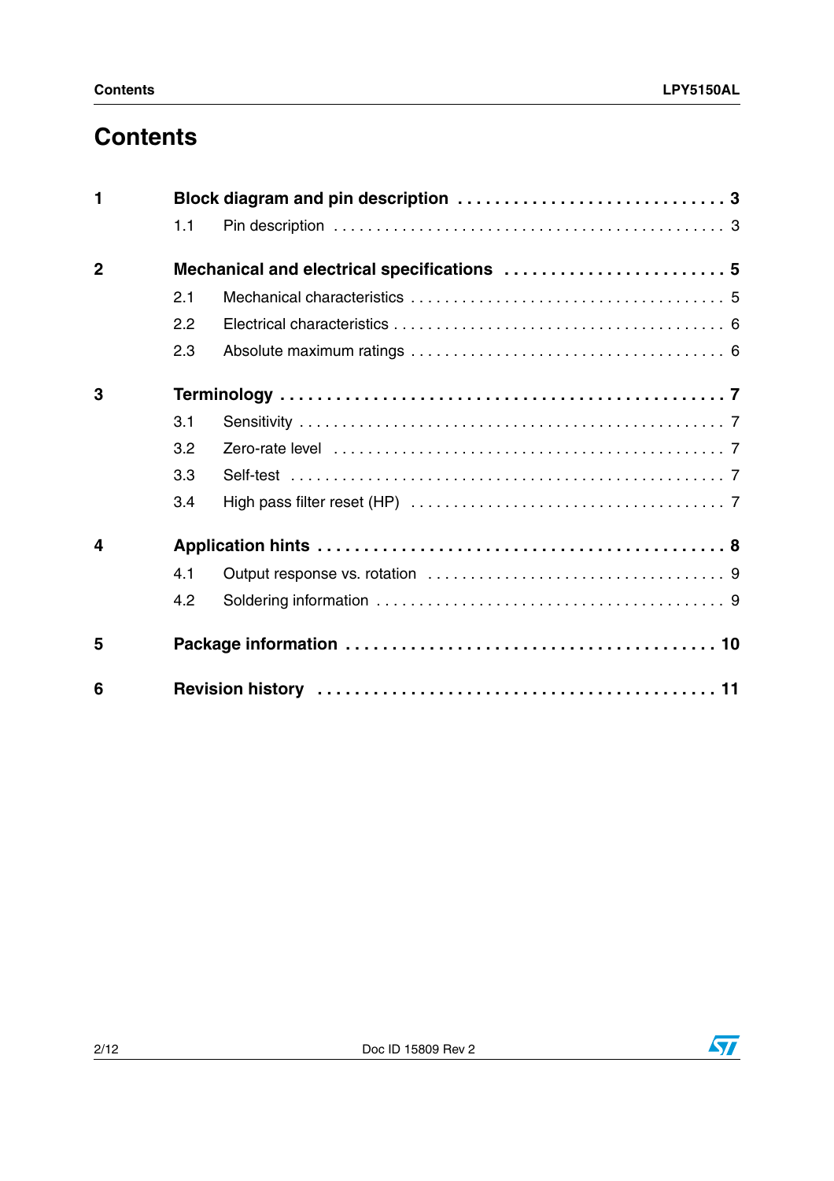# Contents

| | | |
|---|---|---|
| **1** | **Block diagram and pin description** | **3** |
| | 1.1 Pin description | 3 |
| **2** | **Mechanical and electrical specifications** | **5** |
| | 2.1 Mechanical characteristics | 5 |
| | 2.2 Electrical characteristics | 6 |
| | 2.3 Absolute maximum ratings | 6 |
| **3** | **Terminology** | **7** |
| | 3.1 Sensitivity | 7 |
| | 3.2 Zero-rate level | 7 |
| | 3.3 Self-test | 7 |
| | 3.4 High pass filter reset (HP) | 7 |
| **4** | **Application hints** | **8** |
| | 4.1 Output response vs. rotation | 9 |
| | 4.2 Soldering information | 9 |
| **5** | **Package information** | **10** |
| **6** | **Revision history** | **11** |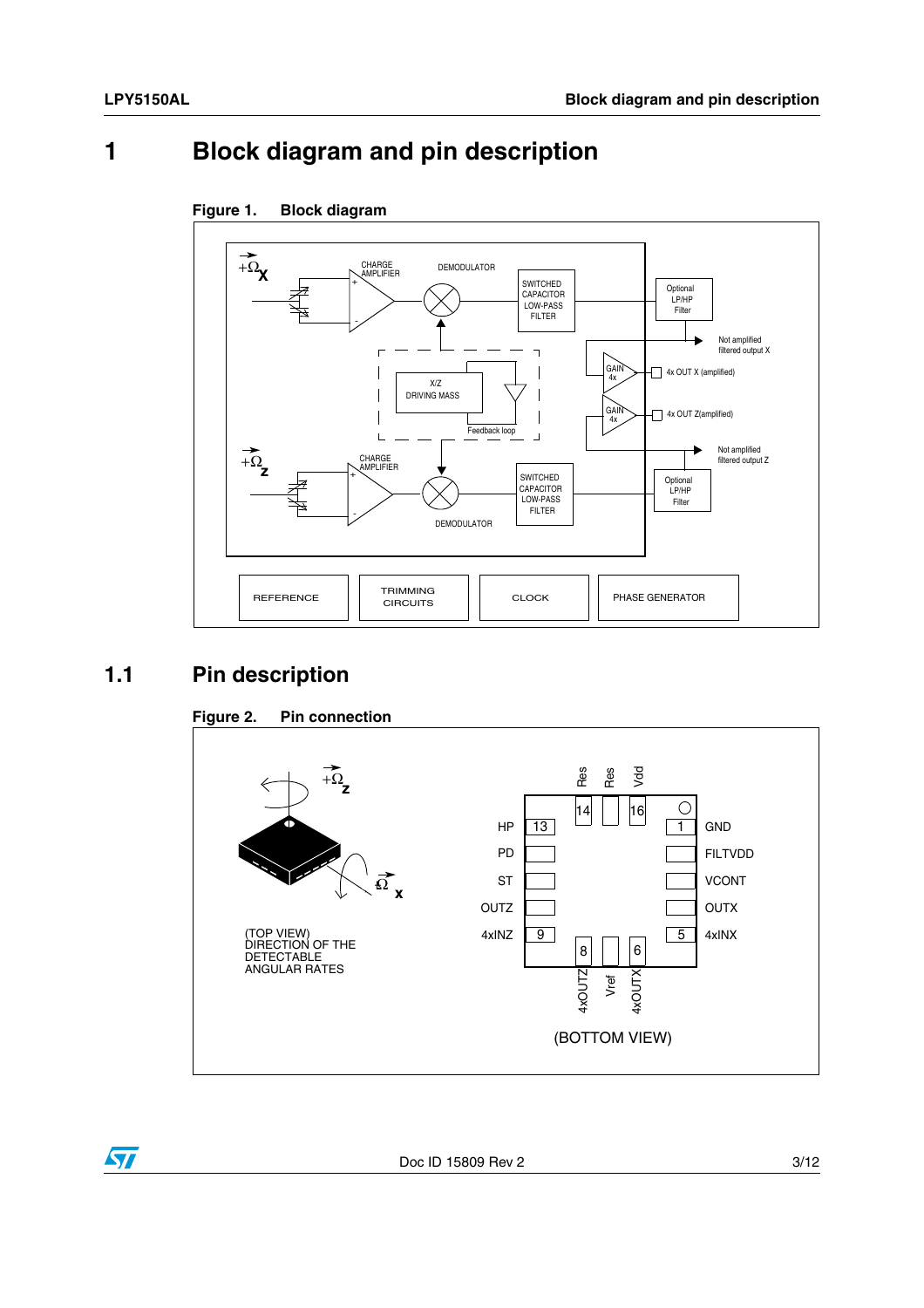# 1 Block diagram and pin description

**Figure 1. Block diagram**

# 1.1 Pin description

**Figure 2. Pin connection**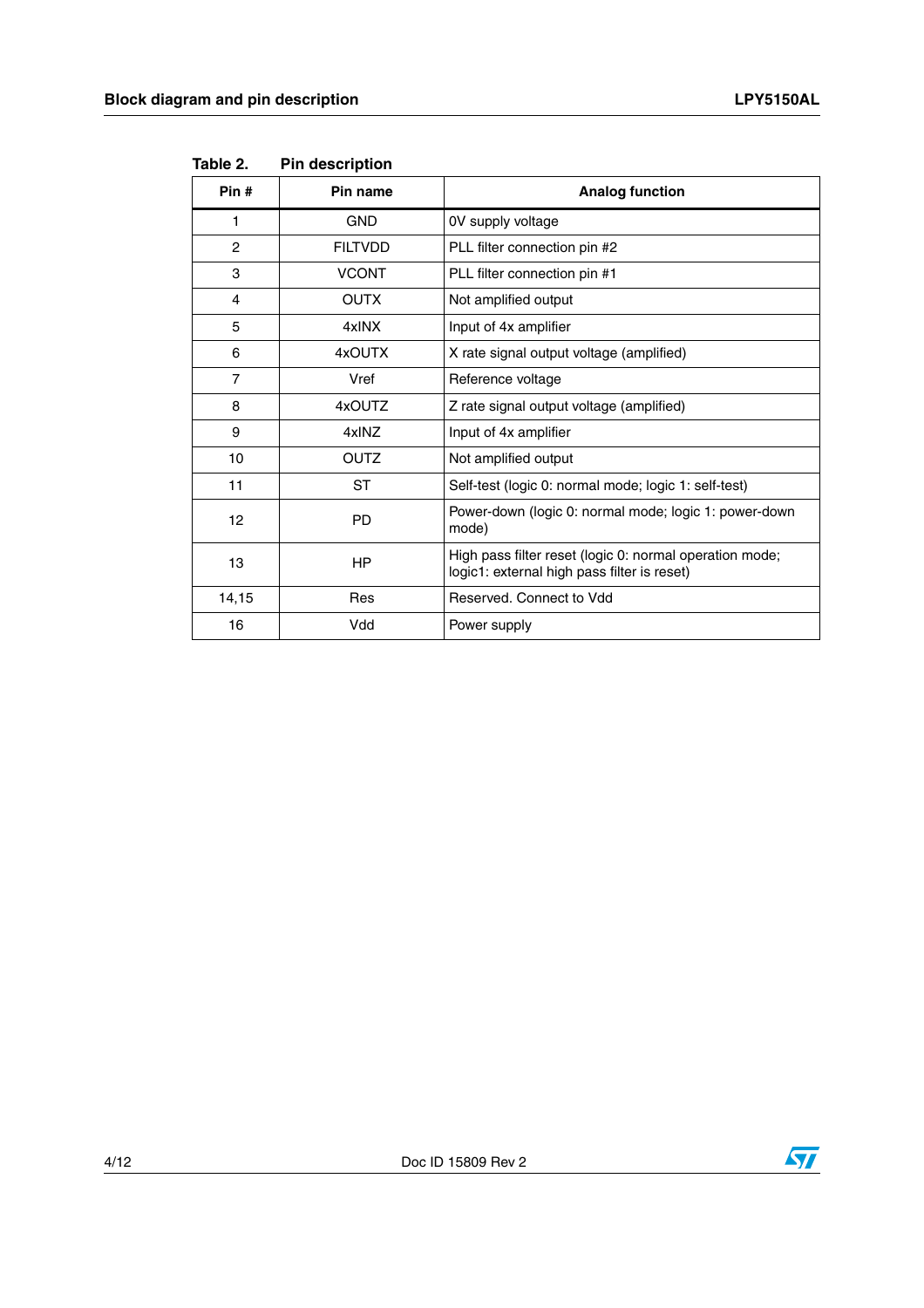Table 2. Pin description

| Pin # | Pin name | Analog function |
|---|---|---|
| 1 | GND | 0V supply voltage |
| 2 | FILTVDD | PLL filter connection pin #2 |
| 3 | VCONT | PLL filter connection pin #1 |
| 4 | OUTX | Not amplified output |
| 5 | 4xINX | Input of 4x amplifier |
| 6 | 4xOUTX | X rate signal output voltage (amplified) |
| 7 | Vref | Reference voltage |
| 8 | 4xOUTZ | Z rate signal output voltage (amplified) |
| 9 | 4xINZ | Input of 4x amplifier |
| 10 | OUTZ | Not amplified output |
| 11 | ST | Self-test (logic 0: normal mode; logic 1: self-test) |
| 12 | PD | Power-down (logic 0: normal mode; logic 1: power-down mode) |
| 13 | HP | High pass filter reset (logic 0: normal operation mode; logic1: external high pass filter is reset) |
| 14,15 | Res | Reserved. Connect to Vdd |
| 16 | Vdd | Power supply |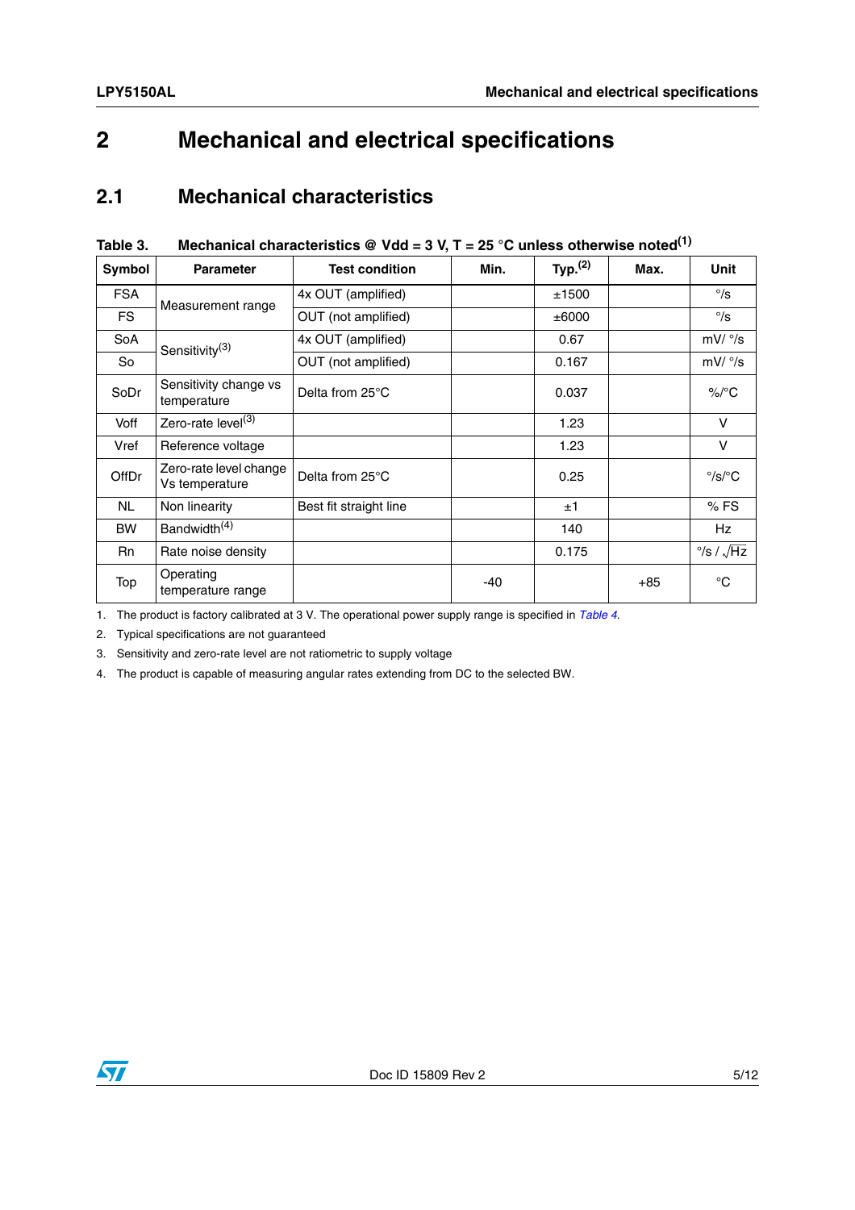# 2 Mechanical and electrical specifications

## 2.1 Mechanical characteristics

**Table 3. Mechanical characteristics @ Vdd = 3 V, T = 25 °C unless otherwise noted(1)**

| Symbol | Parameter | Test condition | Min. | Typ.(2) | Max. | Unit |
|---|---|---|---|---|---|---|
| FSA | Measurement range | 4x OUT (amplified) | | ±1500 | | °/s |
| FS | | OUT (not amplified) | | ±6000 | | °/s |
| SoA | Sensitivity(3) | 4x OUT (amplified) | | 0.67 | | mV/ °/s |
| So | | OUT (not amplified) | | 0.167 | | mV/ °/s |
| SoDr | Sensitivity change vs temperature | Delta from 25°C | | 0.037 | | %/°C |
| Voff | Zero-rate level(3) | | | 1.23 | | V |
| Vref | Reference voltage | | | 1.23 | | V |
| OffDr | Zero-rate level change Vs temperature | Delta from 25°C | | 0.25 | | °/s/°C |
| NL | Non linearity | Best fit straight line | | ±1 | | % FS |
| BW | Bandwidth(4) | | | 140 | | Hz |
| Rn | Rate noise density | | | 0.175 | | $°/s / \sqrt{Hz}$ |
| Top | Operating temperature range | | -40 | | +85 | °C |

1. The product is factory calibrated at 3 V. The operational power supply range is specified in *Table 4*.
2. Typical specifications are not guaranteed
3. Sensitivity and zero-rate level are not ratiometric to supply voltage
4. The product is capable of measuring angular rates extending from DC to the selected BW.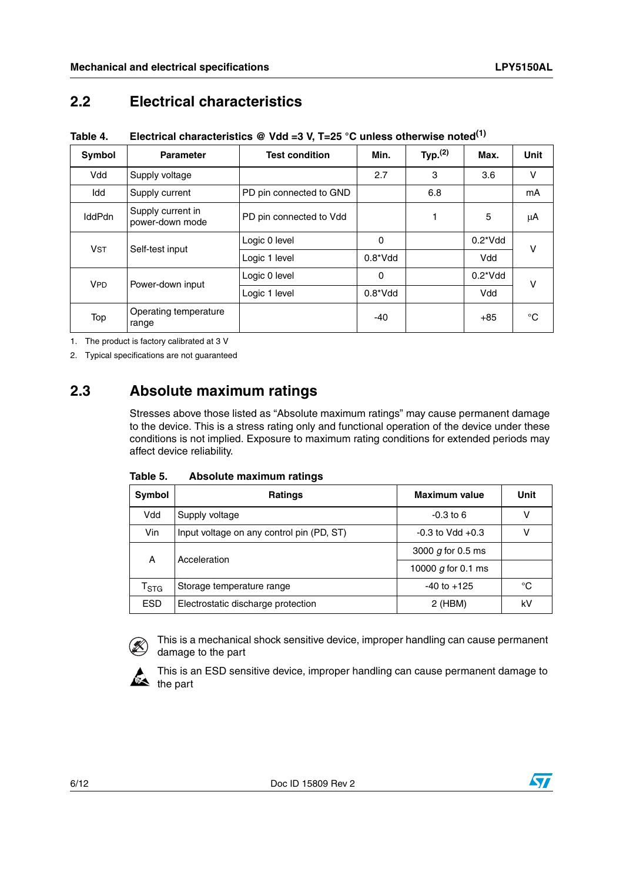## 2.2 Electrical characteristics

**Table 4. Electrical characteristics @ Vdd =3 V, T=25 °C unless otherwise noted[(1)]**

| Symbol | Parameter | Test condition | Min. | Typ.[(2)] | Max. | Unit |
|---|---|---|---|---|---|---|
| Vdd | Supply voltage | | 2.7 | 3 | 3.6 | V |
| Idd | Supply current | PD pin connected to GND | | 6.8 | | mA |
| IddPdn | Supply current in power-down mode | PD pin connected to Vdd | | 1 | 5 | µA |
| $V_{ST}$ | Self-test input | Logic 0 level | 0 | | 0.2*Vdd | V |
| | | Logic 1 level | 0.8*Vdd | | Vdd | |
| $V_{PD}$ | Power-down input | Logic 0 level | 0 | | 0.2*Vdd | V |
| | | Logic 1 level | 0.8*Vdd | | Vdd | |
| Top | Operating temperature range | | -40 | | +85 | °C |

1. The product is factory calibrated at 3 V
2. Typical specifications are not guaranteed

## 2.3 Absolute maximum ratings

Stresses above those listed as "Absolute maximum ratings" may cause permanent damage to the device. This is a stress rating only and functional operation of the device under these conditions is not implied. Exposure to maximum rating conditions for extended periods may affect device reliability.

**Table 5. Absolute maximum ratings**

| Symbol | Ratings | Maximum value | Unit |
|---|---|---|---|
| Vdd | Supply voltage | -0.3 to 6 | V |
| Vin | Input voltage on any control pin (PD, ST) | -0.3 to Vdd +0.3 | V |
| A | Acceleration | 3000 *g* for 0.5 ms | |
| | | 10000 *g* for 0.1 ms | |
| $T_{STG}$ | Storage temperature range | -40 to +125 | °C |
| ESD | Electrostatic discharge protection | 2 (HBM) | kV |

This is a mechanical shock sensitive device, improper handling can cause permanent damage to the part

This is an ESD sensitive device, improper handling can cause permanent damage to the part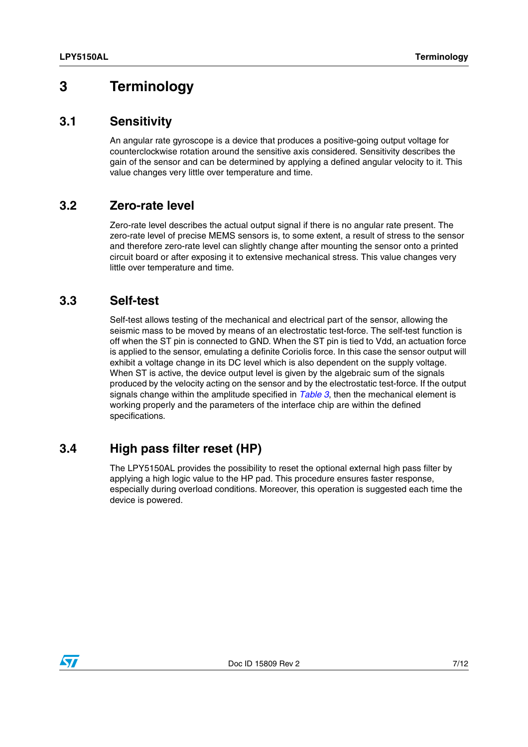# 3 Terminology

## 3.1 Sensitivity

An angular rate gyroscope is a device that produces a positive-going output voltage for counterclockwise rotation around the sensitive axis considered. Sensitivity describes the gain of the sensor and can be determined by applying a defined angular velocity to it. This value changes very little over temperature and time.

## 3.2 Zero-rate level

Zero-rate level describes the actual output signal if there is no angular rate present. The zero-rate level of precise MEMS sensors is, to some extent, a result of stress to the sensor and therefore zero-rate level can slightly change after mounting the sensor onto a printed circuit board or after exposing it to extensive mechanical stress. This value changes very little over temperature and time.

## 3.3 Self-test

Self-test allows testing of the mechanical and electrical part of the sensor, allowing the seismic mass to be moved by means of an electrostatic test-force. The self-test function is off when the ST pin is connected to GND. When the ST pin is tied to Vdd, an actuation force is applied to the sensor, emulating a definite Coriolis force. In this case the sensor output will exhibit a voltage change in its DC level which is also dependent on the supply voltage. When ST is active, the device output level is given by the algebraic sum of the signals produced by the velocity acting on the sensor and by the electrostatic test-force. If the output signals change within the amplitude specified in *Table 3*, then the mechanical element is working properly and the parameters of the interface chip are within the defined specifications.

## 3.4 High pass filter reset (HP)

The LPY5150AL provides the possibility to reset the optional external high pass filter by applying a high logic value to the HP pad. This procedure ensures faster response, especially during overload conditions. Moreover, this operation is suggested each time the device is powered.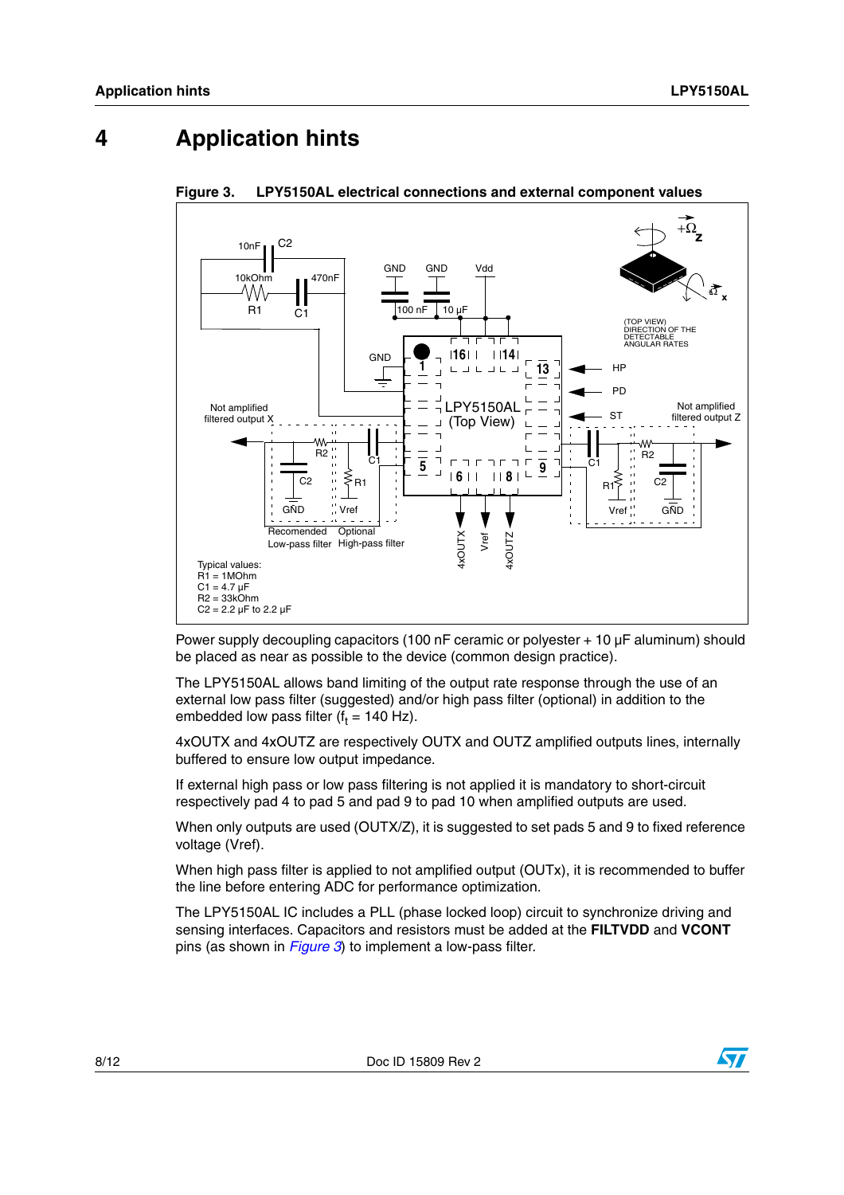# 4 Application hints

**Figure 3. LPY5150AL electrical connections and external component values**

Typical values:
R1 = 1MOhm
C1 = 4.7 µF
R2 = 33kOhm
C2 = 2.2 µF to 2.2 µF

Power supply decoupling capacitors (100 nF ceramic or polyester + 10 µF aluminum) should be placed as near as possible to the device (common design practice).

The LPY5150AL allows band limiting of the output rate response through the use of an external low pass filter (suggested) and/or high pass filter (optional) in addition to the embedded low pass filter ($f_t$ = 140 Hz).

4xOUTX and 4xOUTZ are respectively OUTX and OUTZ amplified outputs lines, internally buffered to ensure low output impedance.

If external high pass or low pass filtering is not applied it is mandatory to short-circuit respectively pad 4 to pad 5 and pad 9 to pad 10 when amplified outputs are used.

When only outputs are used (OUTX/Z), it is suggested to set pads 5 and 9 to fixed reference voltage (Vref).

When high pass filter is applied to not amplified output (OUTx), it is recommended to buffer the line before entering ADC for performance optimization.

The LPY5150AL IC includes a PLL (phase locked loop) circuit to synchronize driving and sensing interfaces. Capacitors and resistors must be added at the **FILTVDD** and **VCONT** pins (as shown in *Figure 3*) to implement a low-pass filter.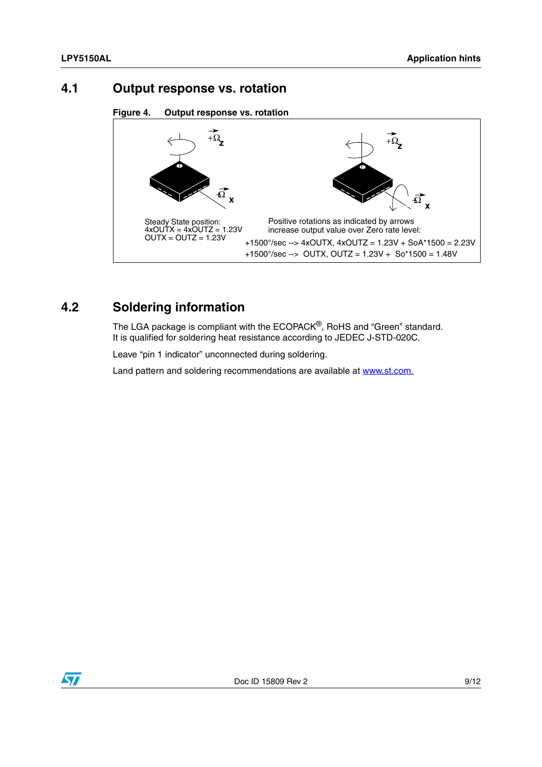## 4.1 Output response vs. rotation

**Figure 4. Output response vs. rotation**

Steady State position:
4xOUTX = 4xOUTZ = 1.23V
OUTX = OUTZ = 1.23V

Positive rotations as indicated by arrows increase output value over Zero rate level:

+1500°/sec --> 4xOUTX, 4xOUTZ = 1.23V + SoA*1500 = 2.23V

+1500°/sec --> OUTX, OUTZ = 1.23V + So*1500 = 1.48V

## 4.2 Soldering information

The LGA package is compliant with the ECOPACK®, RoHS and "Green" standard. It is qualified for soldering heat resistance according to JEDEC J-STD-020C.

Leave "pin 1 indicator" unconnected during soldering.

Land pattern and soldering recommendations are available at www.st.com.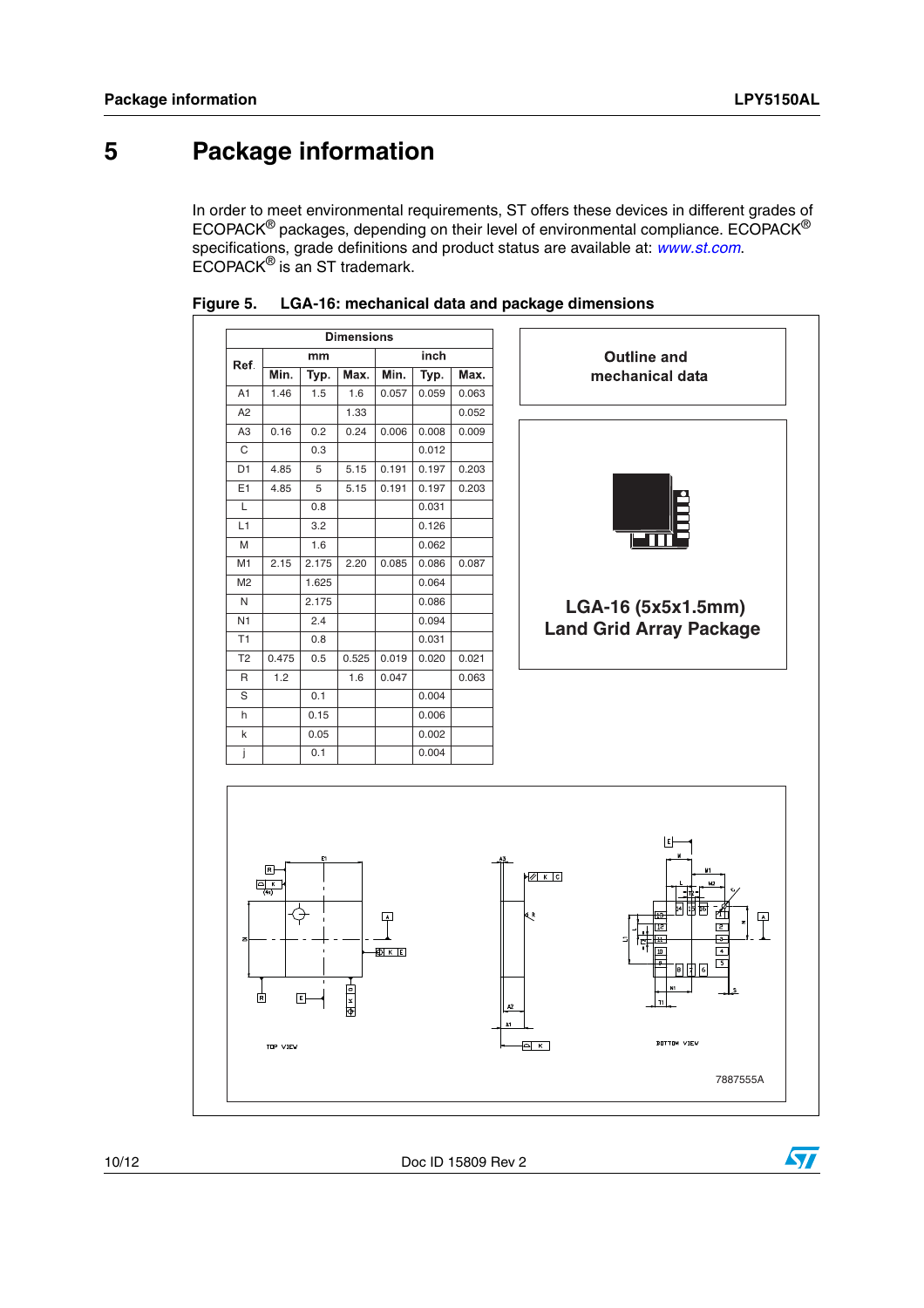# 5 Package information

In order to meet environmental requirements, ST offers these devices in different grades of ECOPACK® packages, depending on their level of environmental compliance. ECOPACK® specifications, grade definitions and product status are available at: *www.st.com*. ECOPACK® is an ST trademark.

**Figure 5. LGA-16: mechanical data and package dimensions**

| Ref. | Dimensions | | | | | |
|---|---|---|---|---|---|---|
| | mm | | | inch | | |
| | Min. | Typ. | Max. | Min. | Typ. | Max. |
| A1 | 1.46 | 1.5 | 1.6 | 0.057 | 0.059 | 0.063 |
| A2 | | | 1.33 | | | 0.052 |
| A3 | 0.16 | 0.2 | 0.24 | 0.006 | 0.008 | 0.009 |
| C | | 0.3 | | | 0.012 | |
| D1 | 4.85 | 5 | 5.15 | 0.191 | 0.197 | 0.203 |
| E1 | 4.85 | 5 | 5.15 | 0.191 | 0.197 | 0.203 |
| L | | 0.8 | | | 0.031 | |
| L1 | | 3.2 | | | 0.126 | |
| M | | 1.6 | | | 0.062 | |
| M1 | 2.15 | 2.175 | 2.20 | 0.085 | 0.086 | 0.087 |
| M2 | | 1.625 | | | 0.064 | |
| N | | 2.175 | | | 0.086 | |
| N1 | | 2.4 | | | 0.094 | |
| T1 | | 0.8 | | | 0.031 | |
| T2 | 0.475 | 0.5 | 0.525 | 0.019 | 0.020 | 0.021 |
| R | 1.2 | | 1.6 | 0.047 | | 0.063 |
| S | | 0.1 | | | 0.004 | |
| h | | 0.15 | | | 0.006 | |
| k | | 0.05 | | | 0.002 | |
| j | | 0.1 | | | 0.004 | |

**Outline and mechanical data**

**LGA-16 (5x5x1.5mm) Land Grid Array Package**

TOP VIEW

BOTTOM VIEW

7887555A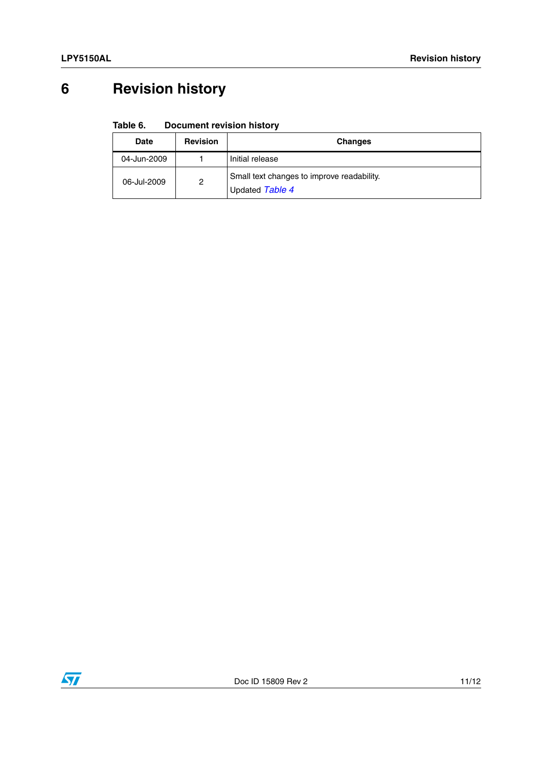# 6 Revision history

**Table 6. Document revision history**

| Date | Revision | Changes |
| --- | --- | --- |
| 04-Jun-2009 | 1 | Initial release |
| 06-Jul-2009 | 2 | Small text changes to improve readability. Updated *Table 4* |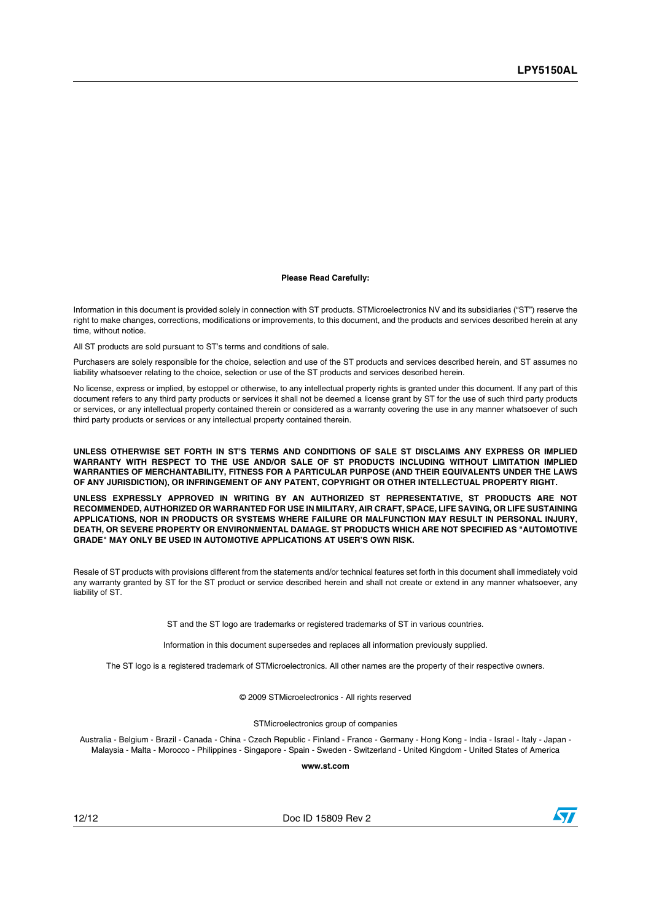**Please Read Carefully:**

Information in this document is provided solely in connection with ST products. STMicroelectronics NV and its subsidiaries ("ST") reserve the right to make changes, corrections, modifications or improvements, to this document, and the products and services described herein at any time, without notice.

All ST products are sold pursuant to ST's terms and conditions of sale.

Purchasers are solely responsible for the choice, selection and use of the ST products and services described herein, and ST assumes no liability whatsoever relating to the choice, selection or use of the ST products and services described herein.

No license, express or implied, by estoppel or otherwise, to any intellectual property rights is granted under this document. If any part of this document refers to any third party products or services it shall not be deemed a license grant by ST for the use of such third party products or services, or any intellectual property contained therein or considered as a warranty covering the use in any manner whatsoever of such third party products or services or any intellectual property contained therein.

**UNLESS OTHERWISE SET FORTH IN ST'S TERMS AND CONDITIONS OF SALE ST DISCLAIMS ANY EXPRESS OR IMPLIED WARRANTY WITH RESPECT TO THE USE AND/OR SALE OF ST PRODUCTS INCLUDING WITHOUT LIMITATION IMPLIED WARRANTIES OF MERCHANTABILITY, FITNESS FOR A PARTICULAR PURPOSE (AND THEIR EQUIVALENTS UNDER THE LAWS OF ANY JURISDICTION), OR INFRINGEMENT OF ANY PATENT, COPYRIGHT OR OTHER INTELLECTUAL PROPERTY RIGHT.**

**UNLESS EXPRESSLY APPROVED IN WRITING BY AN AUTHORIZED ST REPRESENTATIVE, ST PRODUCTS ARE NOT RECOMMENDED, AUTHORIZED OR WARRANTED FOR USE IN MILITARY, AIR CRAFT, SPACE, LIFE SAVING, OR LIFE SUSTAINING APPLICATIONS, NOR IN PRODUCTS OR SYSTEMS WHERE FAILURE OR MALFUNCTION MAY RESULT IN PERSONAL INJURY, DEATH, OR SEVERE PROPERTY OR ENVIRONMENTAL DAMAGE. ST PRODUCTS WHICH ARE NOT SPECIFIED AS "AUTOMOTIVE GRADE" MAY ONLY BE USED IN AUTOMOTIVE APPLICATIONS AT USER'S OWN RISK.**

Resale of ST products with provisions different from the statements and/or technical features set forth in this document shall immediately void any warranty granted by ST for the ST product or service described herein and shall not create or extend in any manner whatsoever, any liability of ST.

ST and the ST logo are trademarks or registered trademarks of ST in various countries.

Information in this document supersedes and replaces all information previously supplied.

The ST logo is a registered trademark of STMicroelectronics. All other names are the property of their respective owners.

© 2009 STMicroelectronics - All rights reserved

STMicroelectronics group of companies

Australia - Belgium - Brazil - Canada - China - Czech Republic - Finland - France - Germany - Hong Kong - India - Israel - Italy - Japan - Malaysia - Malta - Morocco - Philippines - Singapore - Spain - Sweden - Switzerland - United Kingdom - United States of America

**www.st.com**